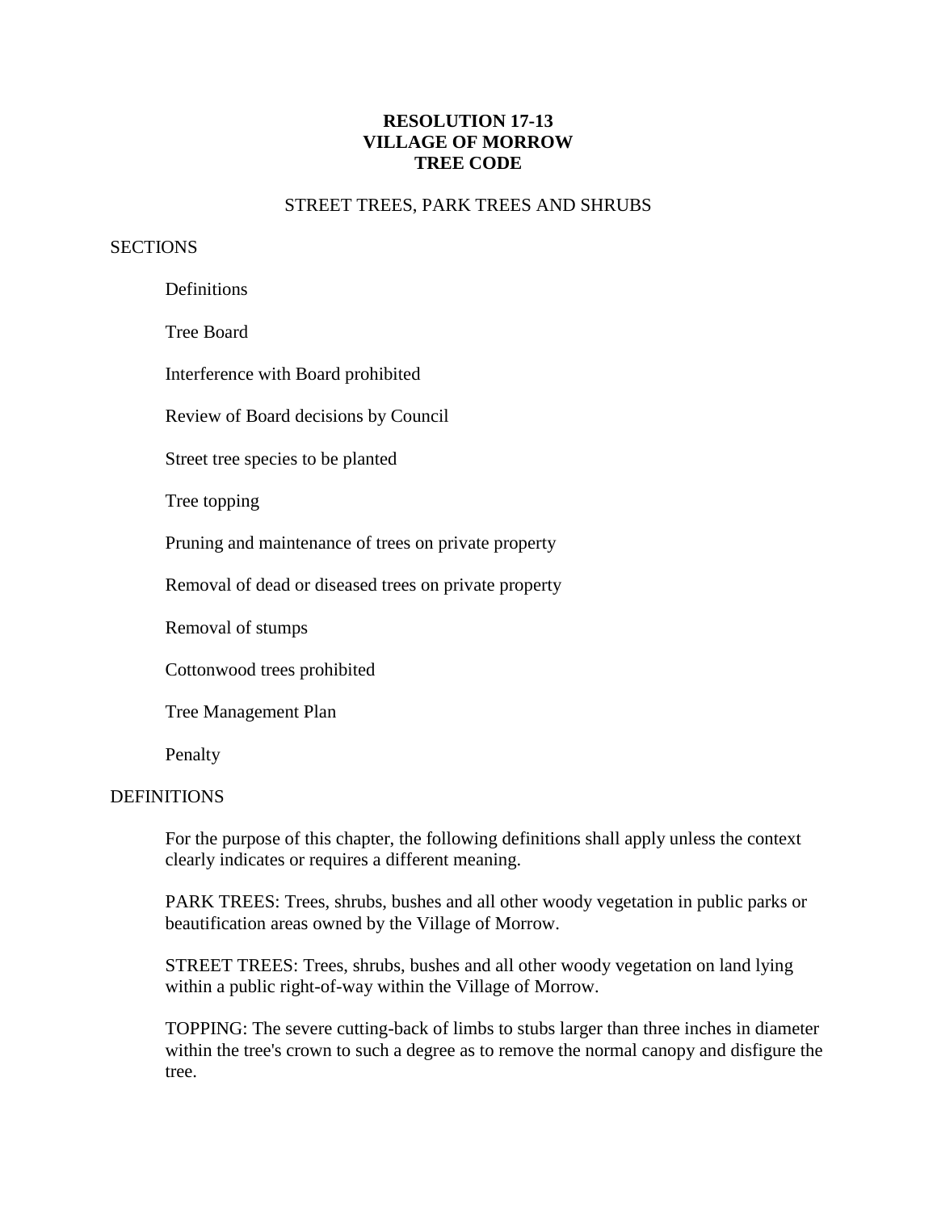# RESOLUTION 17-13
# VILLAGE OF MORROW
# TREE CODE

STREET TREES, PARK TREES AND SHRUBS

SECTIONS

- Definitions
- Tree Board
- Interference with Board prohibited
- Review of Board decisions by Council
- Street tree species to be planted
- Tree topping
- Pruning and maintenance of trees on private property
- Removal of dead or diseased trees on private property
- Removal of stumps
- Cottonwood trees prohibited
- Tree Management Plan
- Penalty

## DEFINITIONS

For the purpose of this chapter, the following definitions shall apply unless the context clearly indicates or requires a different meaning.

PARK TREES: Trees, shrubs, bushes and all other woody vegetation in public parks or beautification areas owned by the Village of Morrow.

STREET TREES: Trees, shrubs, bushes and all other woody vegetation on land lying within a public right-of-way within the Village of Morrow.

TOPPING: The severe cutting-back of limbs to stubs larger than three inches in diameter within the tree's crown to such a degree as to remove the normal canopy and disfigure the tree.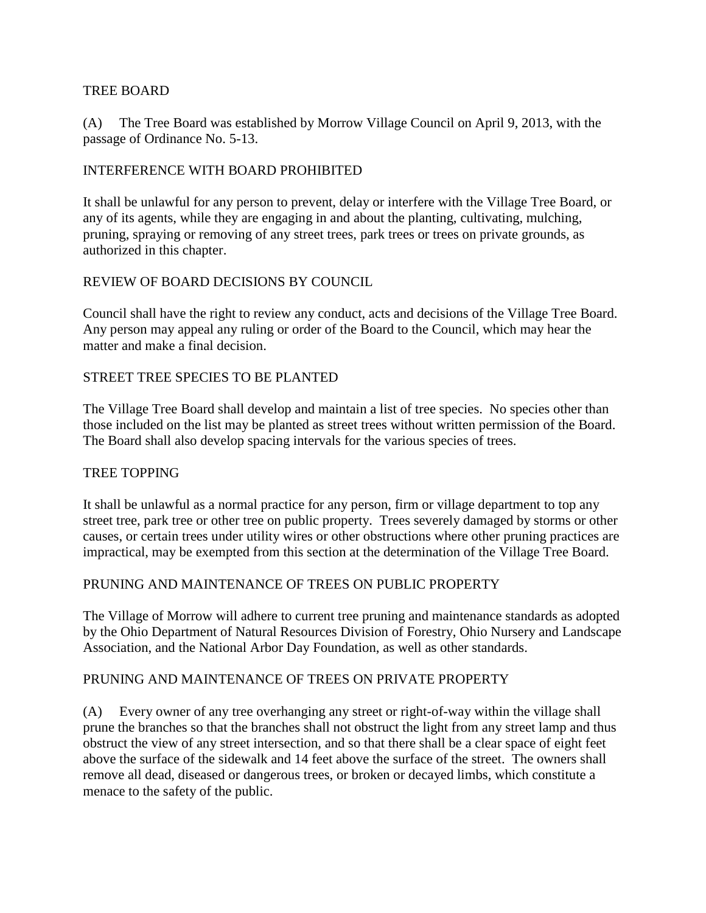## TREE BOARD

(A) The Tree Board was established by Morrow Village Council on April 9, 2013, with the passage of Ordinance No. 5-13.

## INTERFERENCE WITH BOARD PROHIBITED

It shall be unlawful for any person to prevent, delay or interfere with the Village Tree Board, or any of its agents, while they are engaging in and about the planting, cultivating, mulching, pruning, spraying or removing of any street trees, park trees or trees on private grounds, as authorized in this chapter.

## REVIEW OF BOARD DECISIONS BY COUNCIL

Council shall have the right to review any conduct, acts and decisions of the Village Tree Board. Any person may appeal any ruling or order of the Board to the Council, which may hear the matter and make a final decision.

## STREET TREE SPECIES TO BE PLANTED

The Village Tree Board shall develop and maintain a list of tree species. No species other than those included on the list may be planted as street trees without written permission of the Board. The Board shall also develop spacing intervals for the various species of trees.

## TREE TOPPING

It shall be unlawful as a normal practice for any person, firm or village department to top any street tree, park tree or other tree on public property. Trees severely damaged by storms or other causes, or certain trees under utility wires or other obstructions where other pruning practices are impractical, may be exempted from this section at the determination of the Village Tree Board.

## PRUNING AND MAINTENANCE OF TREES ON PUBLIC PROPERTY

The Village of Morrow will adhere to current tree pruning and maintenance standards as adopted by the Ohio Department of Natural Resources Division of Forestry, Ohio Nursery and Landscape Association, and the National Arbor Day Foundation, as well as other standards.

## PRUNING AND MAINTENANCE OF TREES ON PRIVATE PROPERTY

(A) Every owner of any tree overhanging any street or right-of-way within the village shall prune the branches so that the branches shall not obstruct the light from any street lamp and thus obstruct the view of any street intersection, and so that there shall be a clear space of eight feet above the surface of the sidewalk and 14 feet above the surface of the street. The owners shall remove all dead, diseased or dangerous trees, or broken or decayed limbs, which constitute a menace to the safety of the public.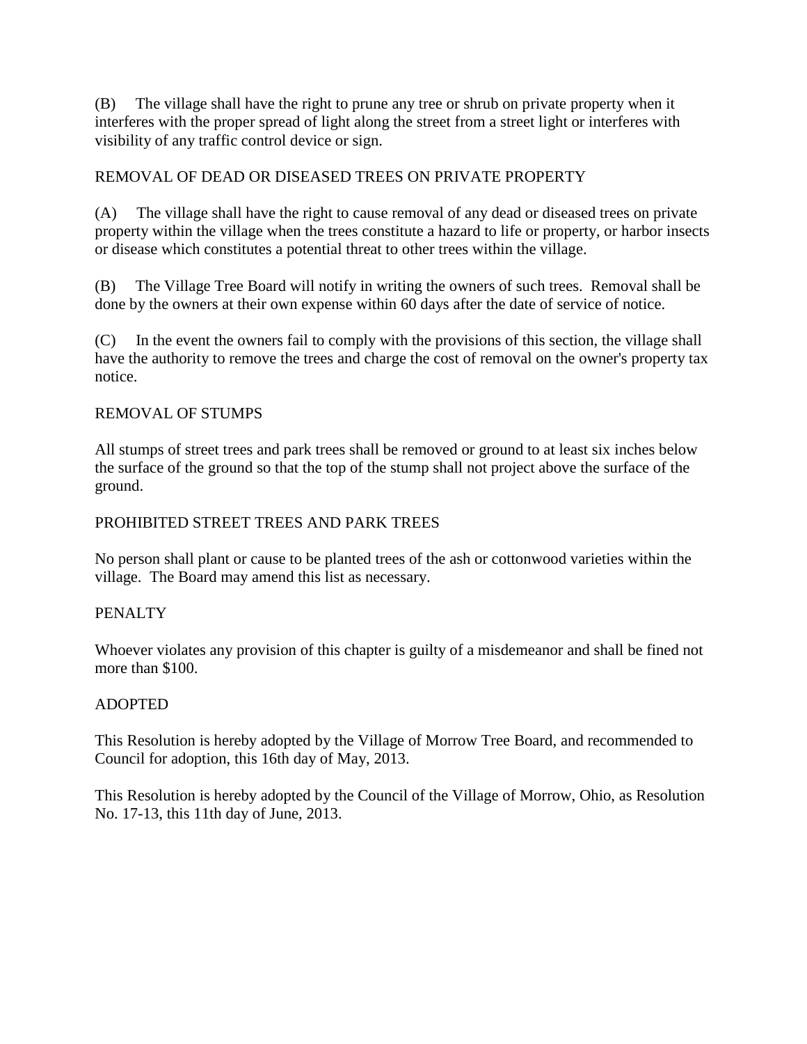(B) The village shall have the right to prune any tree or shrub on private property when it interferes with the proper spread of light along the street from a street light or interferes with visibility of any traffic control device or sign.

## REMOVAL OF DEAD OR DISEASED TREES ON PRIVATE PROPERTY

(A) The village shall have the right to cause removal of any dead or diseased trees on private property within the village when the trees constitute a hazard to life or property, or harbor insects or disease which constitutes a potential threat to other trees within the village.

(B) The Village Tree Board will notify in writing the owners of such trees. Removal shall be done by the owners at their own expense within 60 days after the date of service of notice.

(C) In the event the owners fail to comply with the provisions of this section, the village shall have the authority to remove the trees and charge the cost of removal on the owner's property tax notice.

## REMOVAL OF STUMPS

All stumps of street trees and park trees shall be removed or ground to at least six inches below the surface of the ground so that the top of the stump shall not project above the surface of the ground.

## PROHIBITED STREET TREES AND PARK TREES

No person shall plant or cause to be planted trees of the ash or cottonwood varieties within the village. The Board may amend this list as necessary.

## PENALTY

Whoever violates any provision of this chapter is guilty of a misdemeanor and shall be fined not more than $100.

## ADOPTED

This Resolution is hereby adopted by the Village of Morrow Tree Board, and recommended to Council for adoption, this 16th day of May, 2013.

This Resolution is hereby adopted by the Council of the Village of Morrow, Ohio, as Resolution No. 17-13, this 11th day of June, 2013.